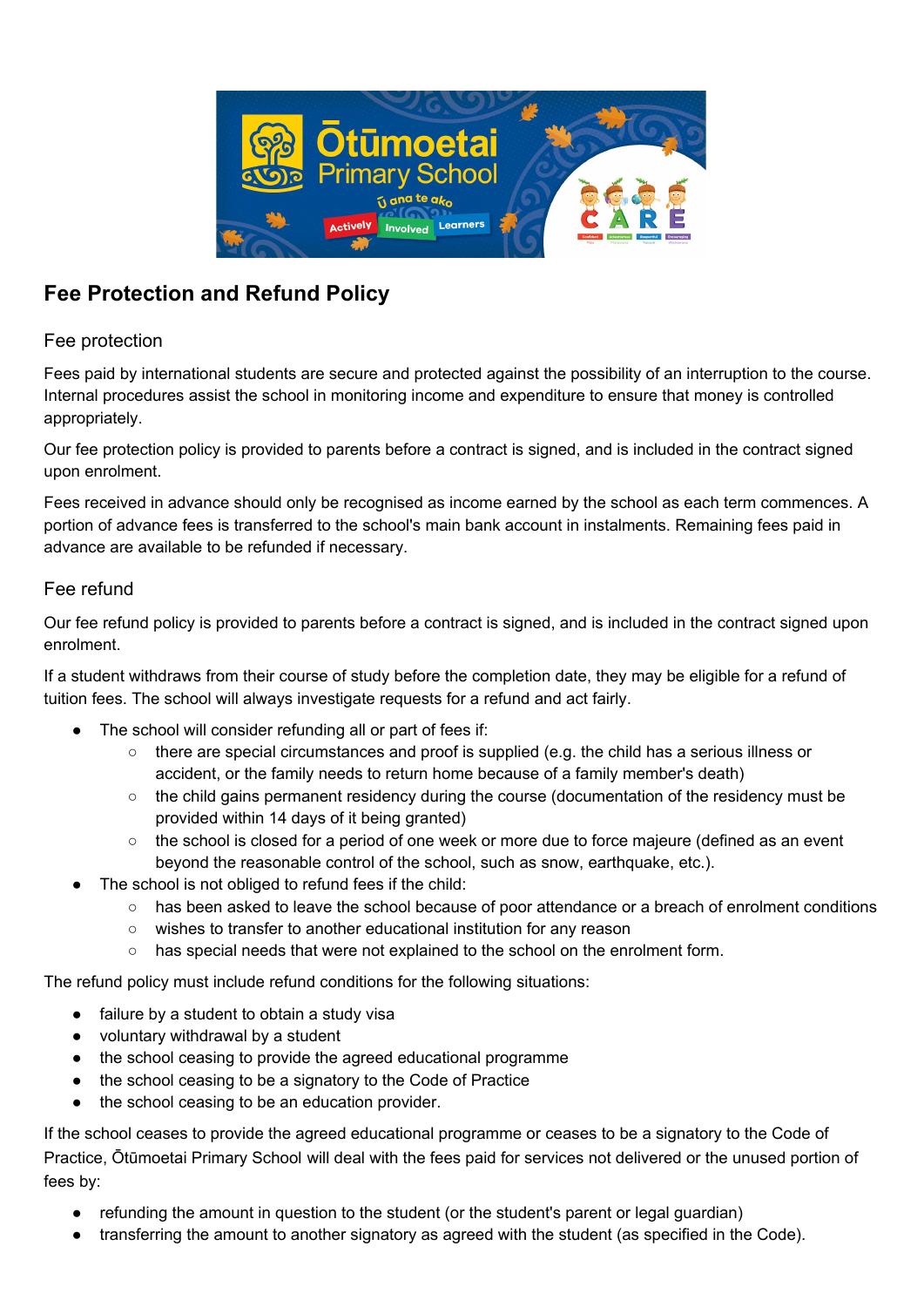# Fee Protection and Refund Policy

## Fee protection

Fees paid by international students are secure and protected against the possibility of an interruption to the course. Internal procedures assist the school in monitoring income and expenditure to ensure that money is controlled appropriately.

Our fee protection policy is provided to parents before a contract is signed, and is included in the contract signed upon enrolment.

Fees received in advance should only be recognised as income earned by the school as each term commences. A portion of advance fees is transferred to the school's main bank account in instalments. Remaining fees paid in advance are available to be refunded if necessary.

## Fee refund

Our fee refund policy is provided to parents before a contract is signed, and is included in the contract signed upon enrolment.

If a student withdraws from their course of study before the completion date, they may be eligible for a refund of tuition fees. The school will always investigate requests for a refund and act fairly.

- The school will consider refunding all or part of fees if:
  - there are special circumstances and proof is supplied (e.g. the child has a serious illness or accident, or the family needs to return home because of a family member's death)
  - the child gains permanent residency during the course (documentation of the residency must be provided within 14 days of it being granted)
  - the school is closed for a period of one week or more due to force majeure (defined as an event beyond the reasonable control of the school, such as snow, earthquake, etc.).
- The school is not obliged to refund fees if the child:
  - has been asked to leave the school because of poor attendance or a breach of enrolment conditions
  - wishes to transfer to another educational institution for any reason
  - has special needs that were not explained to the school on the enrolment form.

The refund policy must include refund conditions for the following situations:

- failure by a student to obtain a study visa
- voluntary withdrawal by a student
- the school ceasing to provide the agreed educational programme
- the school ceasing to be a signatory to the Code of Practice
- the school ceasing to be an education provider.

If the school ceases to provide the agreed educational programme or ceases to be a signatory to the Code of Practice, Ōtūmoetai Primary School will deal with the fees paid for services not delivered or the unused portion of fees by:

- refunding the amount in question to the student (or the student's parent or legal guardian)
- transferring the amount to another signatory as agreed with the student (as specified in the Code).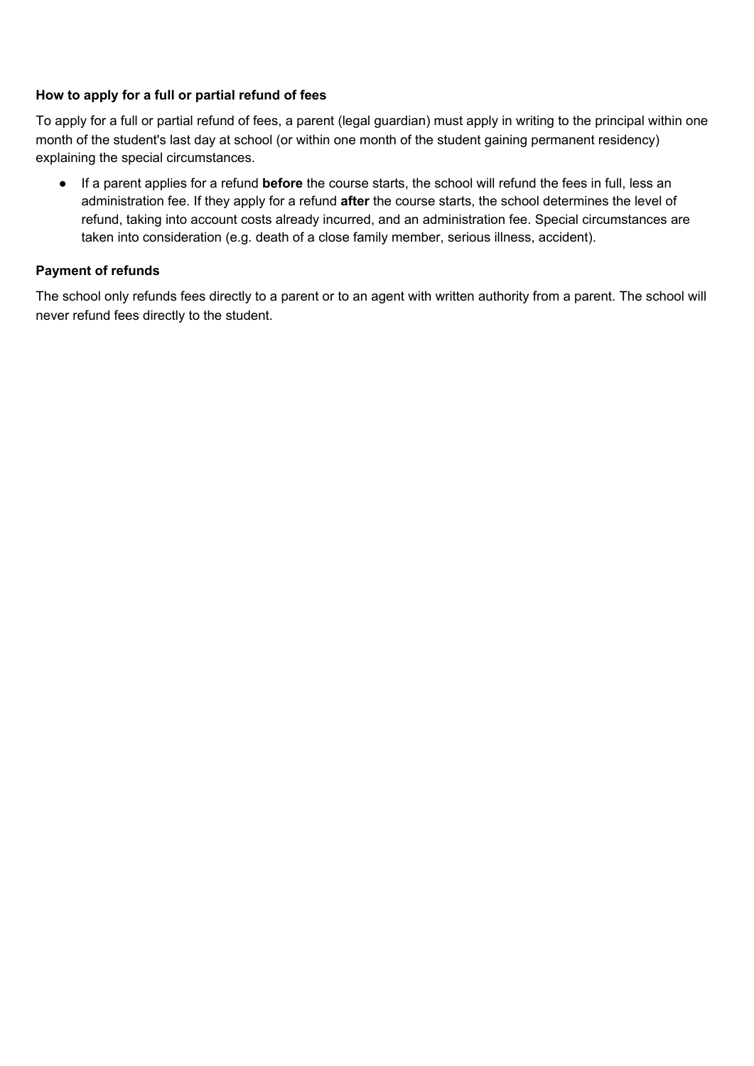**How to apply for a full or partial refund of fees**

To apply for a full or partial refund of fees, a parent (legal guardian) must apply in writing to the principal within one month of the student's last day at school (or within one month of the student gaining permanent residency) explaining the special circumstances.

- If a parent applies for a refund **before** the course starts, the school will refund the fees in full, less an administration fee. If they apply for a refund **after** the course starts, the school determines the level of refund, taking into account costs already incurred, and an administration fee. Special circumstances are taken into consideration (e.g. death of a close family member, serious illness, accident).

**Payment of refunds**

The school only refunds fees directly to a parent or to an agent with written authority from a parent. The school will never refund fees directly to the student.